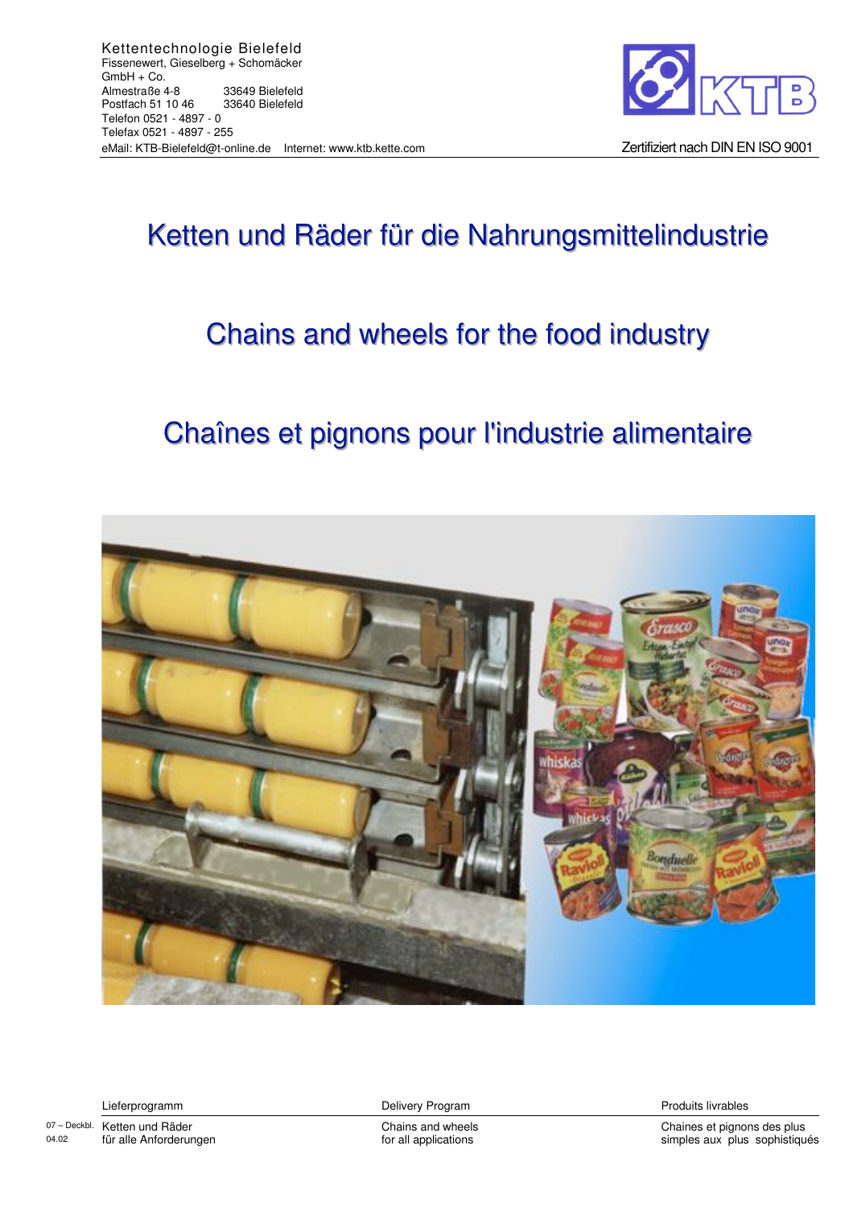Kettentechnologie Bielefeld
Fissenewert, Gieselberg + Schomäcker
GmbH + Co.
Almestraße 4-8 33649 Bielefeld
Postfach 51 10 46 33640 Bielefeld
Telefon 0521 - 4897 - 0
Telefax 0521 - 4897 - 255
eMail: KTB-Bielefeld@t-online.de Internet: www.ktb.kette.com

Zertifiziert nach DIN EN ISO 9001

# Ketten und Räder für die Nahrungsmittelindustrie

# Chains and wheels for the food industry

# Chaînes et pignons pour l'industrie alimentaire

| Lieferprogramm | Delivery Program | Produits livrables |
|---|---|---|
| Ketten und Räder für alle Anforderungen | Chains and wheels for all applications | Chaines et pignons des plus simples aux plus sophistiqués |

07 – Deckbl. 04.02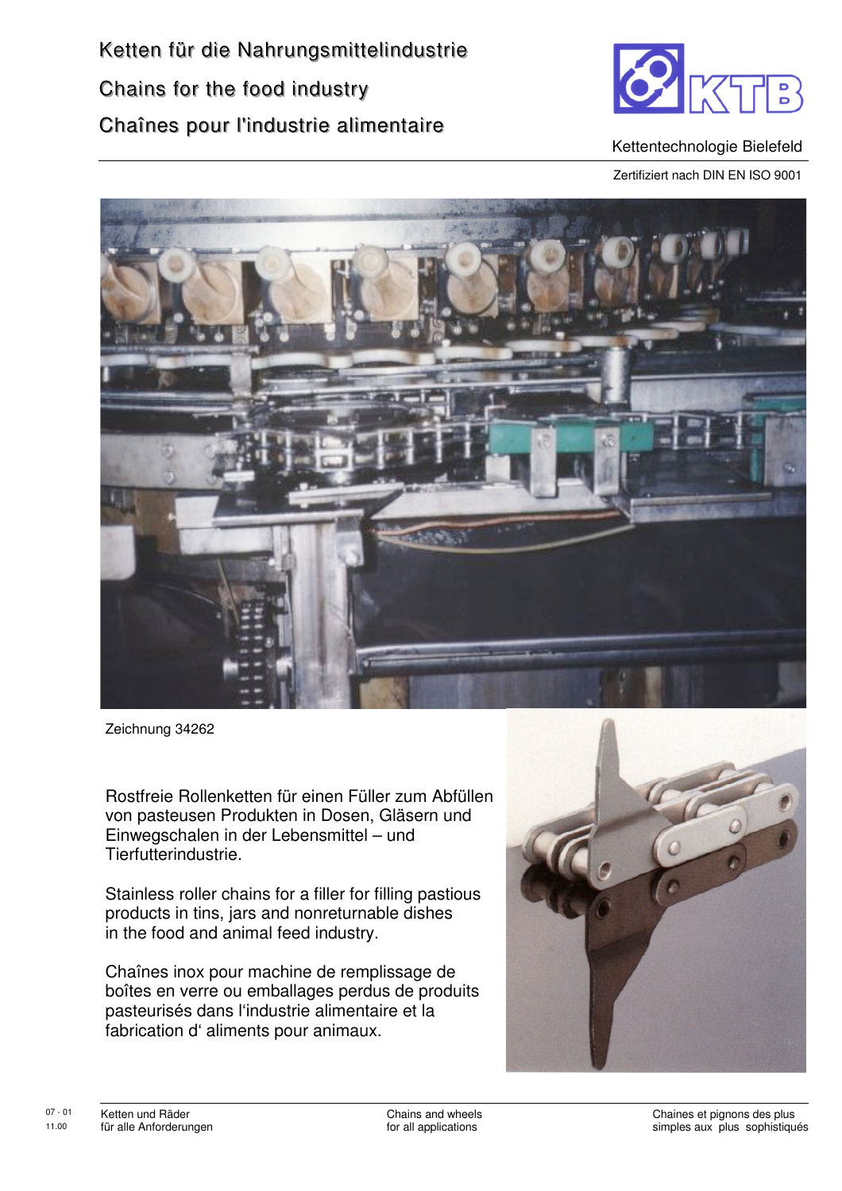# Ketten für die Nahrungsmittelindustrie

# Chains for the food industry

# Chaînes pour l'industrie alimentaire

KTB

Kettentechnologie Bielefeld

Zertifiziert nach DIN EN ISO 9001

Zeichnung 34262

Rostfreie Rollenketten für einen Füller zum Abfüllen von pasteusen Produkten in Dosen, Gläsern und Einwegschalen in der Lebensmittel – und Tierfutterindustrie.

Stainless roller chains for a filler for filling pastious products in tins, jars and nonreturnable dishes in the food and animal feed industry.

Chaînes inox pour machine de remplissage de boîtes en verre ou emballages perdus de produits pasteurisés dans l'industrie alimentaire et la fabrication d' aliments pour animaux.

07 - 01
11.00

Ketten und Räder für alle Anforderungen

Chains and wheels for all applications

Chaines et pignons des plus simples aux plus sophistiqués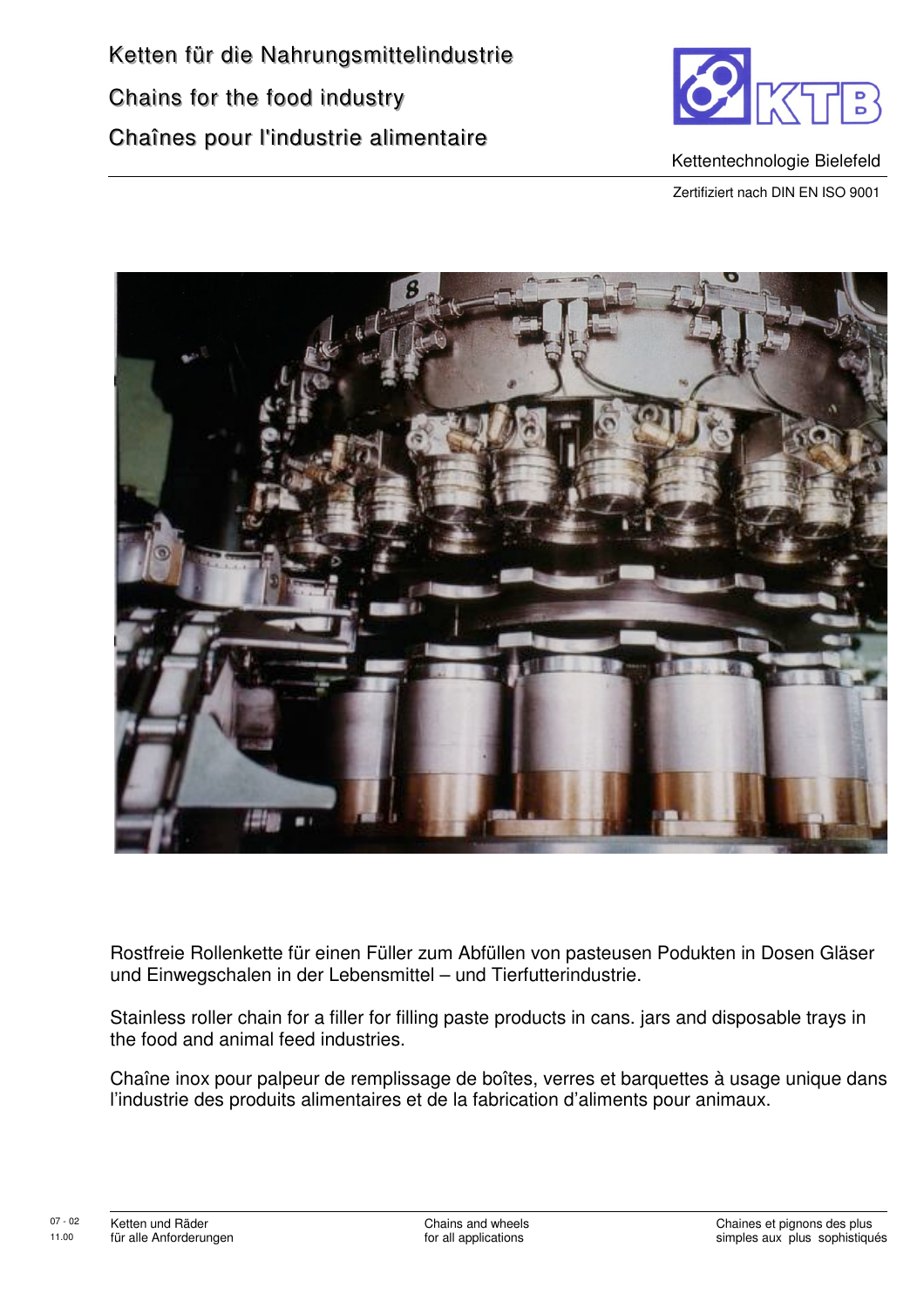# Ketten für die Nahrungsmittelindustrie

# Chains for the food industry

# Chaînes pour l'industrie alimentaire

KTB

Kettentechnologie Bielefeld

Zertifiziert nach DIN EN ISO 9001

Rostfreie Rollenkette für einen Füller zum Abfüllen von pasteusen Podukten in Dosen Gläser und Einwegschalen in der Lebensmittel – und Tierfutterindustrie.

Stainless roller chain for a filler for filling paste products in cans. jars and disposable trays in the food and animal feed industries.

Chaîne inox pour palpeur de remplissage de boîtes, verres et barquettes à usage unique dans l'industrie des produits alimentaires et de la fabrication d'aliments pour animaux.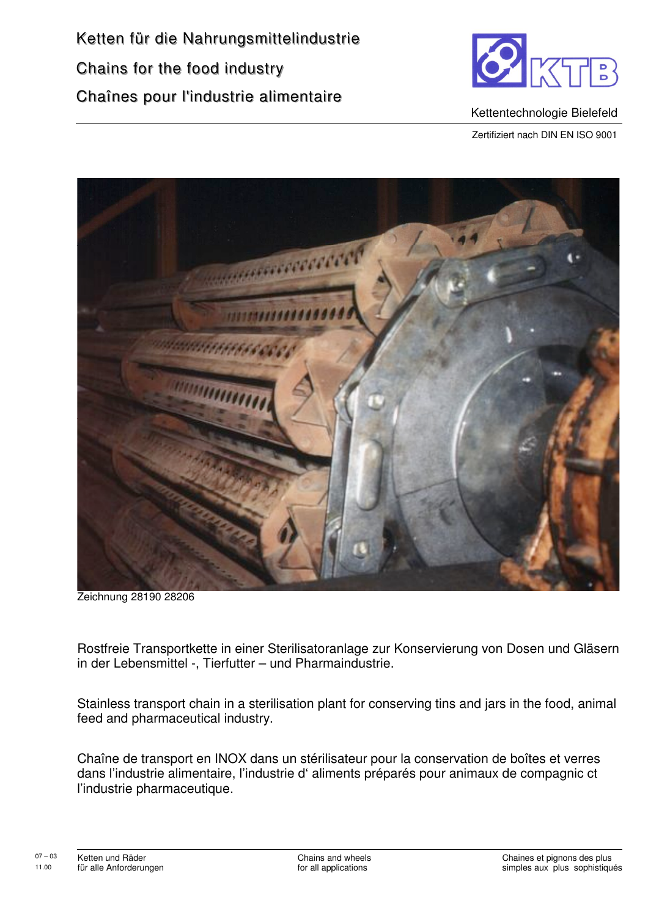# Ketten für die Nahrungsmittelindustrie

# Chains for the food industry

# Chaînes pour l'industrie alimentaire

KTB

Kettentechnologie Bielefeld

Zertifiziert nach DIN EN ISO 9001

Zeichnung 28190 28206

Rostfreie Transportkette in einer Sterilisatoranlage zur Konservierung von Dosen und Gläsern in der Lebensmittel -, Tierfutter – und Pharmaindustrie.

Stainless transport chain in a sterilisation plant for conserving tins and jars in the food, animal feed and pharmaceutical industry.

Chaîne de transport en INOX dans un stérilisateur pour la conservation de boîtes et verres dans l'industrie alimentaire, l'industrie d' aliments préparés pour animaux de compagnic ct l'industrie pharmaceutique.

07 – 03
11.00

Ketten und Räder
für alle Anforderungen

Chains and wheels
for all applications

Chaines et pignons des plus
simples aux plus sophistiqués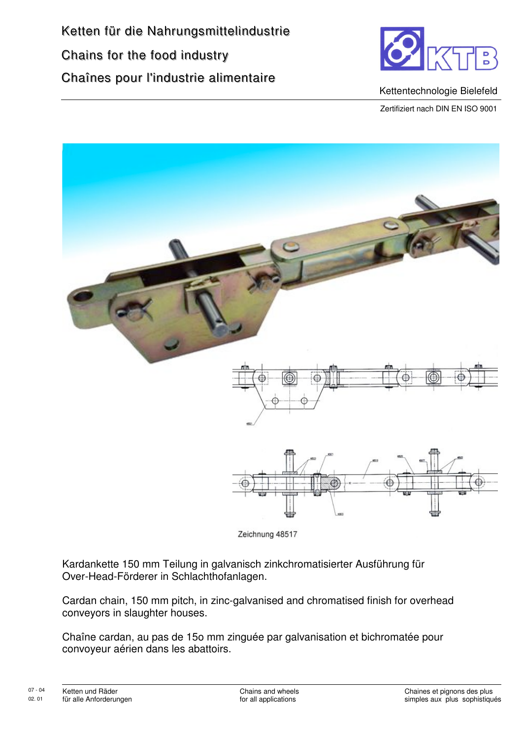# Ketten für die Nahrungsmittelindustrie

# Chains for the food industry

# Chaînes pour l'industrie alimentaire

Kettentechnologie Bielefeld

Zertifiziert nach DIN EN ISO 9001

Zeichnung 48517

Kardankette 150 mm Teilung in galvanisch zinkchromatisierter Ausführung für Over-Head-Förderer in Schlachthofanlagen.

Cardan chain, 150 mm pitch, in zinc-galvanised and chromatised finish for overhead conveyors in slaughter houses.

Chaîne cardan, au pas de 15o mm zinguée par galvanisation et bichromatée pour convoyeur aérien dans les abattoirs.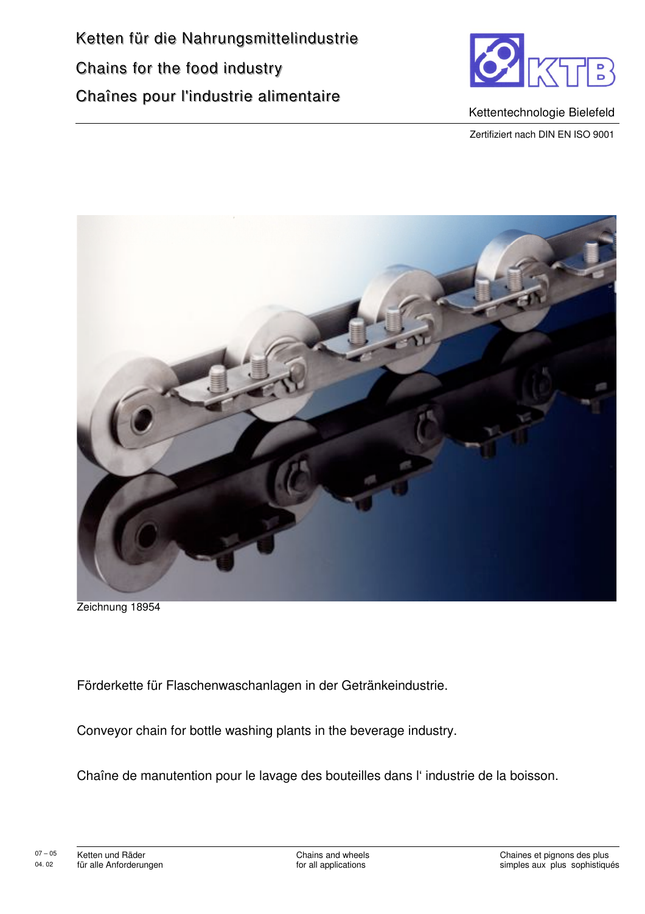# Ketten für die Nahrungsmittelindustrie

# Chains for the food industry

# Chaînes pour l'industrie alimentaire

KTB

Kettentechnologie Bielefeld

Zertifiziert nach DIN EN ISO 9001

Zeichnung 18954

Förderkette für Flaschenwaschanlagen in der Getränkeindustrie.

Conveyor chain for bottle washing plants in the beverage industry.

Chaîne de manutention pour le lavage des bouteilles dans l' industrie de la boisson.

07 – 05
04. 02

Ketten und Räder
für alle Anforderungen

Chains and wheels
for all applications

Chaines et pignons des plus
simples aux plus sophistiqués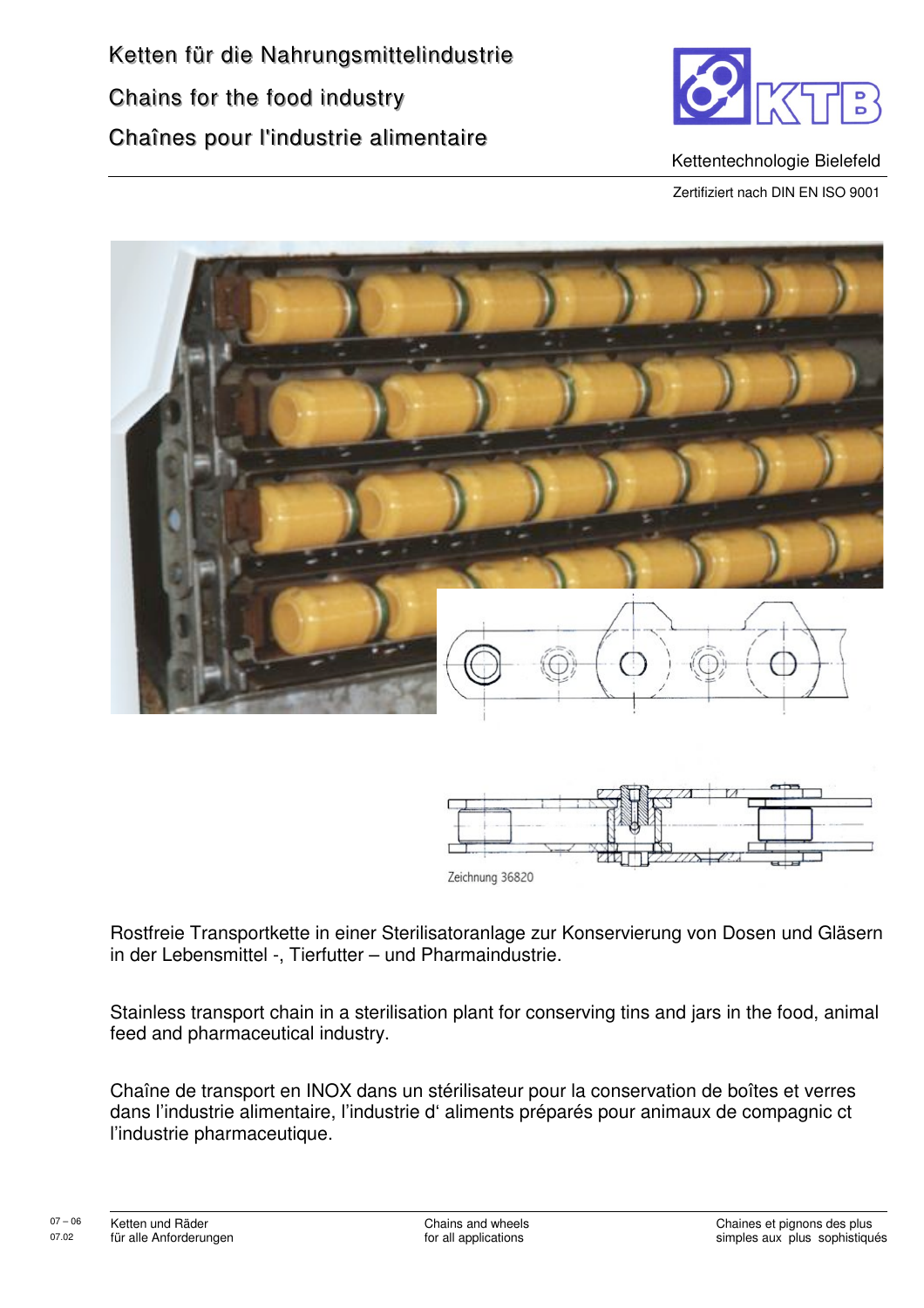# Ketten für die Nahrungsmittelindustrie

# Chains for the food industry

# Chaînes pour l'industrie alimentaire

KTB

Kettentechnologie Bielefeld

Zertifiziert nach DIN EN ISO 9001

Zeichnung 36820

Rostfreie Transportkette in einer Sterilisatoranlage zur Konservierung von Dosen und Gläsern in der Lebensmittel -, Tierfutter – und Pharmaindustrie.

Stainless transport chain in a sterilisation plant for conserving tins and jars in the food, animal feed and pharmaceutical industry.

Chaîne de transport en INOX dans un stérilisateur pour la conservation de boîtes et verres dans l'industrie alimentaire, l'industrie d' aliments préparés pour animaux de compagnic ct l'industrie pharmaceutique.

07 – 06
07.02

Ketten und Räder
für alle Anforderungen

Chains and wheels
for all applications

Chaines et pignons des plus
simples aux plus sophistiqués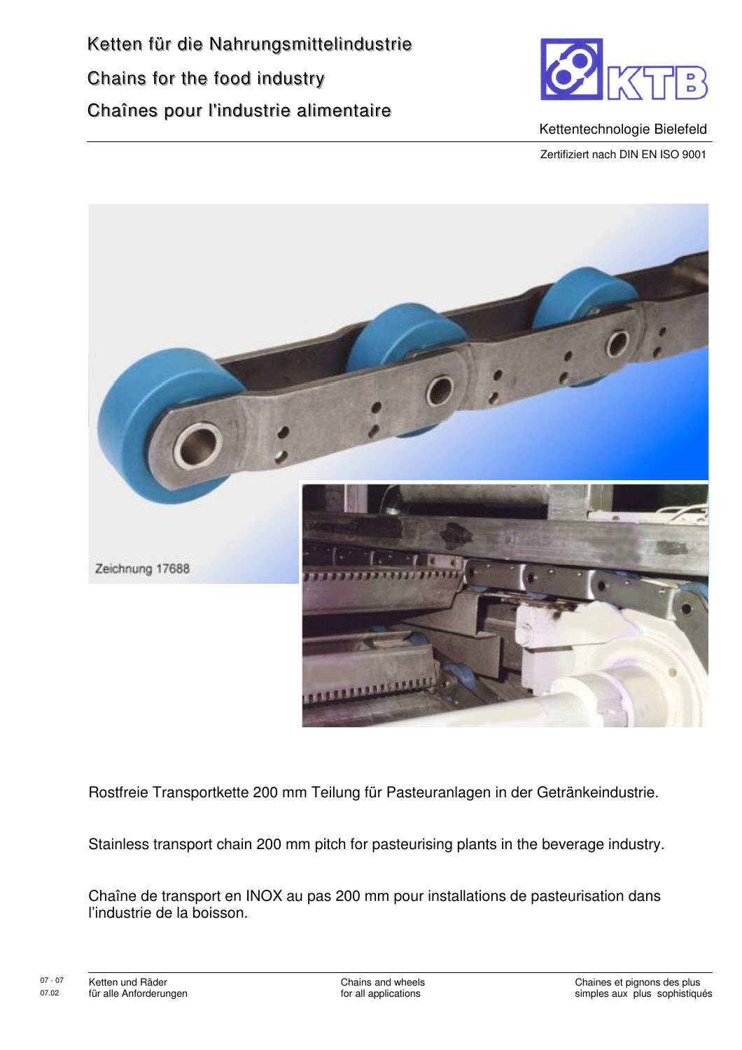# Ketten für die Nahrungsmittelindustrie

# Chains for the food industry

# Chaînes pour l'industrie alimentaire

Kettentechnologie Bielefeld

Zertifiziert nach DIN EN ISO 9001

Zeichnung 17688

Rostfreie Transportkette 200 mm Teilung für Pasteuranlagen in der Getränkeindustrie.

Stainless transport chain 200 mm pitch for pasteurising plants in the beverage industry.

Chaîne de transport en INOX au pas 200 mm pour installations de pasteurisation dans l'industrie de la boisson.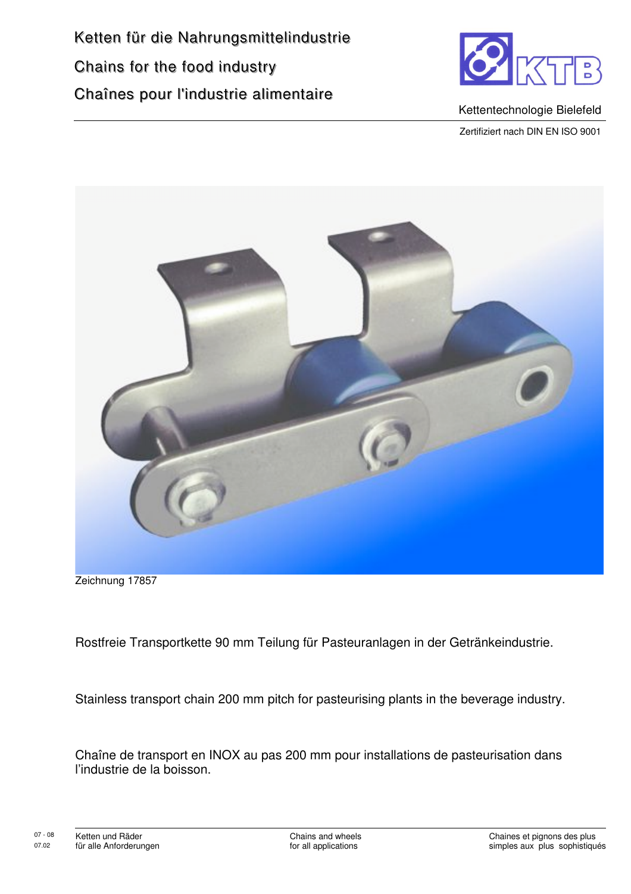Ketten für die Nahrungsmittelindustrie

Chains for the food industry

Chaînes pour l'industrie alimentaire

Kettentechnologie Bielefeld

Zertifiziert nach DIN EN ISO 9001

Zeichnung 17857

Rostfreie Transportkette 90 mm Teilung für Pasteuranlagen in der Getränkeindustrie.

Stainless transport chain 200 mm pitch for pasteurising plants in the beverage industry.

Chaîne de transport en INOX au pas 200 mm pour installations de pasteurisation dans l'industrie de la boisson.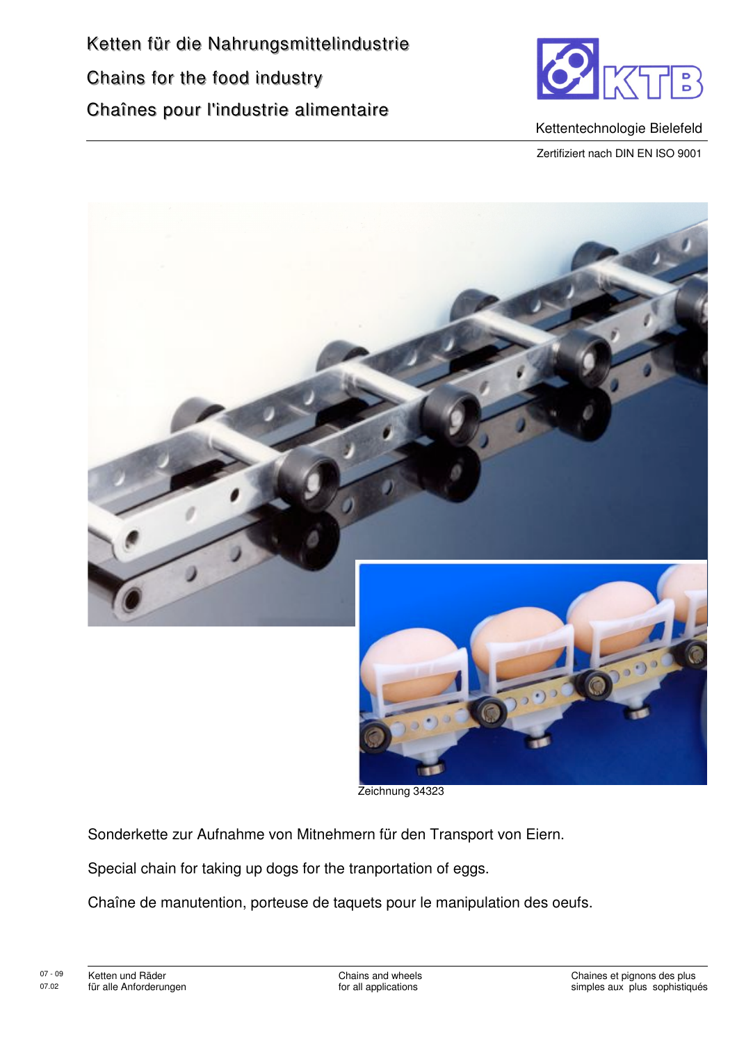# Ketten für die Nahrungsmittelindustrie

# Chains for the food industry

# Chaînes pour l'industrie alimentaire

Kettentechnologie Bielefeld

Zertifiziert nach DIN EN ISO 9001

Zeichnung 34323

Sonderkette zur Aufnahme von Mitnehmern für den Transport von Eiern.

Special chain for taking up dogs for the tranportation of eggs.

Chaîne de manutention, porteuse de taquets pour le manipulation des oeufs.